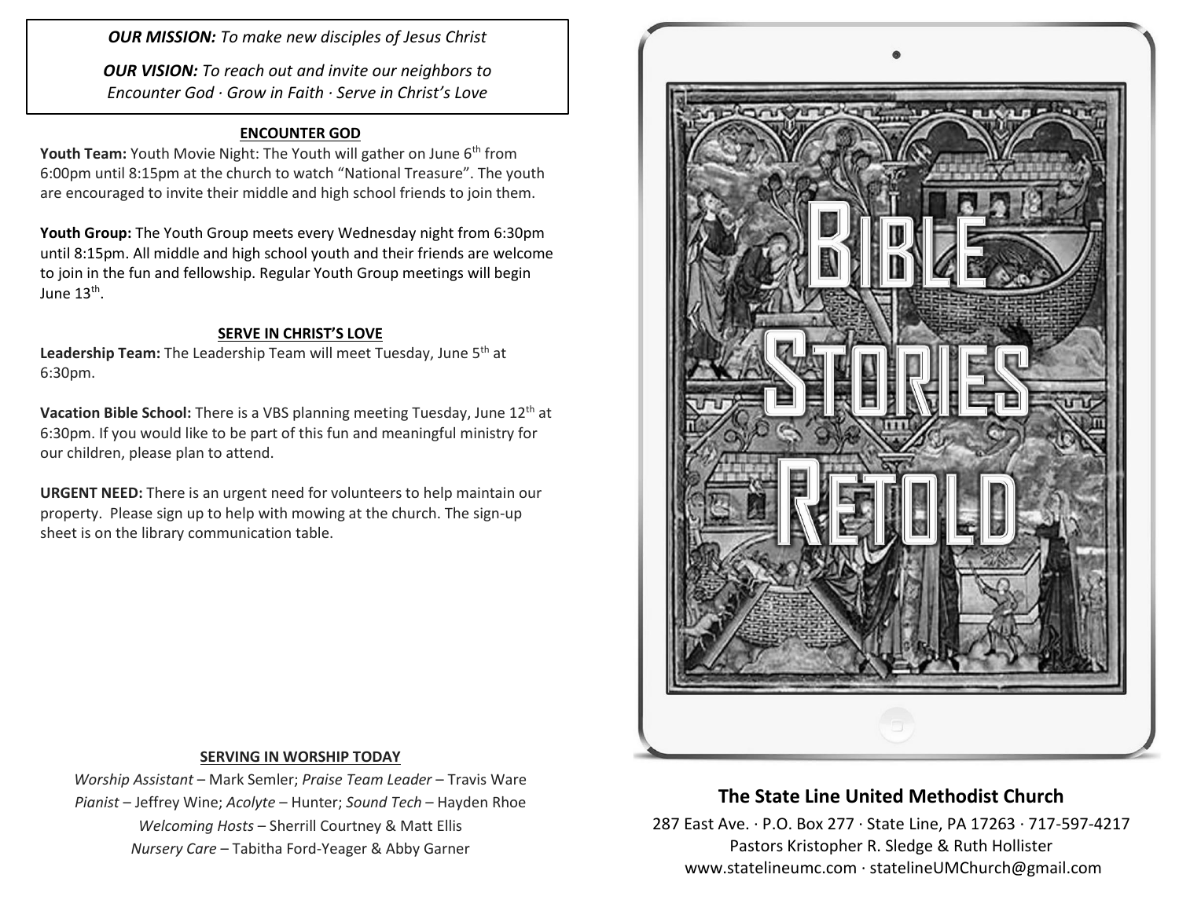***OUR MISSION:*** *To make new disciples of Jesus Christ*

***OUR VISION:*** *To reach out and invite our neighbors to Encounter God · Grow in Faith · Serve in Christ's Love*

## ENCOUNTER GOD

**Youth Team:** Youth Movie Night: The Youth will gather on June 6th from 6:00pm until 8:15pm at the church to watch "National Treasure". The youth are encouraged to invite their middle and high school friends to join them.

**Youth Group:** The Youth Group meets every Wednesday night from 6:30pm until 8:15pm. All middle and high school youth and their friends are welcome to join in the fun and fellowship. Regular Youth Group meetings will begin June 13th.

## SERVE IN CHRIST'S LOVE

**Leadership Team:** The Leadership Team will meet Tuesday, June 5th at 6:30pm.

**Vacation Bible School:** There is a VBS planning meeting Tuesday, June 12th at 6:30pm. If you would like to be part of this fun and meaningful ministry for our children, please plan to attend.

**URGENT NEED:** There is an urgent need for volunteers to help maintain our property. Please sign up to help with mowing at the church. The sign-up sheet is on the library communication table.

## SERVING IN WORSHIP TODAY

*Worship Assistant* – Mark Semler; *Praise Team Leader* – Travis Ware
*Pianist* – Jeffrey Wine; *Acolyte* – Hunter; *Sound Tech* – Hayden Rhoe
*Welcoming Hosts* – Sherrill Courtney & Matt Ellis
*Nursery Care* – Tabitha Ford-Yeager & Abby Garner

# Bible Stories Retold

## The State Line United Methodist Church

287 East Ave. · P.O. Box 277 · State Line, PA 17263 · 717-597-4217
Pastors Kristopher R. Sledge & Ruth Hollister
www.statelineumc.com · statelineUMChurch@gmail.com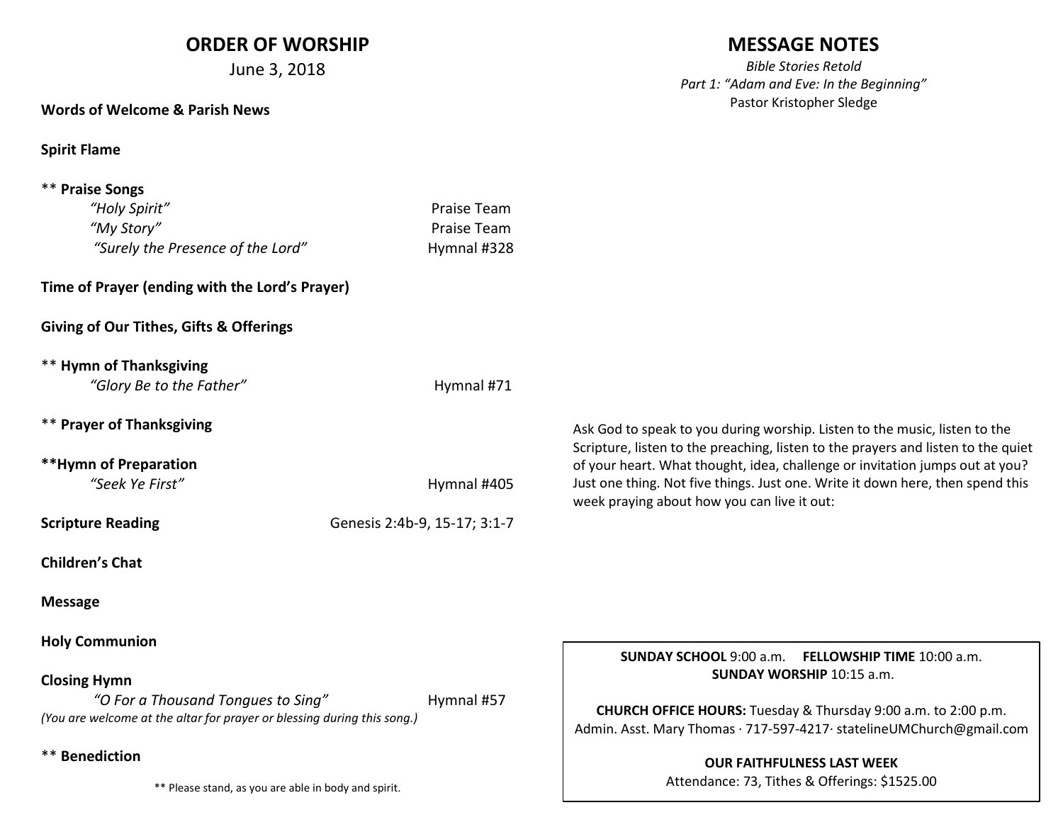## ORDER OF WORSHIP

June 3, 2018

**Words of Welcome & Parish News**

**Spirit Flame**

** **Praise Songs**

| | |
|---|---|
| *"Holy Spirit"* | Praise Team |
| *"My Story"* | Praise Team |
| *"Surely the Presence of the Lord"* | Hymnal #328 |

**Time of Prayer (ending with the Lord's Prayer)**

**Giving of Our Tithes, Gifts & Offerings**

** **Hymn of Thanksgiving**

*"Glory Be to the Father"* Hymnal #71

** **Prayer of Thanksgiving**

****Hymn of Preparation**

*"Seek Ye First"* Hymnal #405

**Scripture Reading** Genesis 2:4b-9, 15-17; 3:1-7

**Children's Chat**

**Message**

**Holy Communion**

**Closing Hymn**

*"O For a Thousand Tongues to Sing"* Hymnal #57

*(You are welcome at the altar for prayer or blessing during this song.)*

** **Benediction**

** Please stand, as you are able in body and spirit.

## MESSAGE NOTES

*Bible Stories Retold*

*Part 1: "Adam and Eve: In the Beginning"*

Pastor Kristopher Sledge

Ask God to speak to you during worship. Listen to the music, listen to the Scripture, listen to the preaching, listen to the prayers and listen to the quiet of your heart. What thought, idea, challenge or invitation jumps out at you? Just one thing. Not five things. Just one. Write it down here, then spend this week praying about how you can live it out:

**SUNDAY SCHOOL** 9:00 a.m. **FELLOWSHIP TIME** 10:00 a.m.
**SUNDAY WORSHIP** 10:15 a.m.

**CHURCH OFFICE HOURS:** Tuesday & Thursday 9:00 a.m. to 2:00 p.m.
Admin. Asst. Mary Thomas · 717-597-4217· statelineUMChurch@gmail.com

**OUR FAITHFULNESS LAST WEEK**

Attendance: 73, Tithes & Offerings: $1525.00